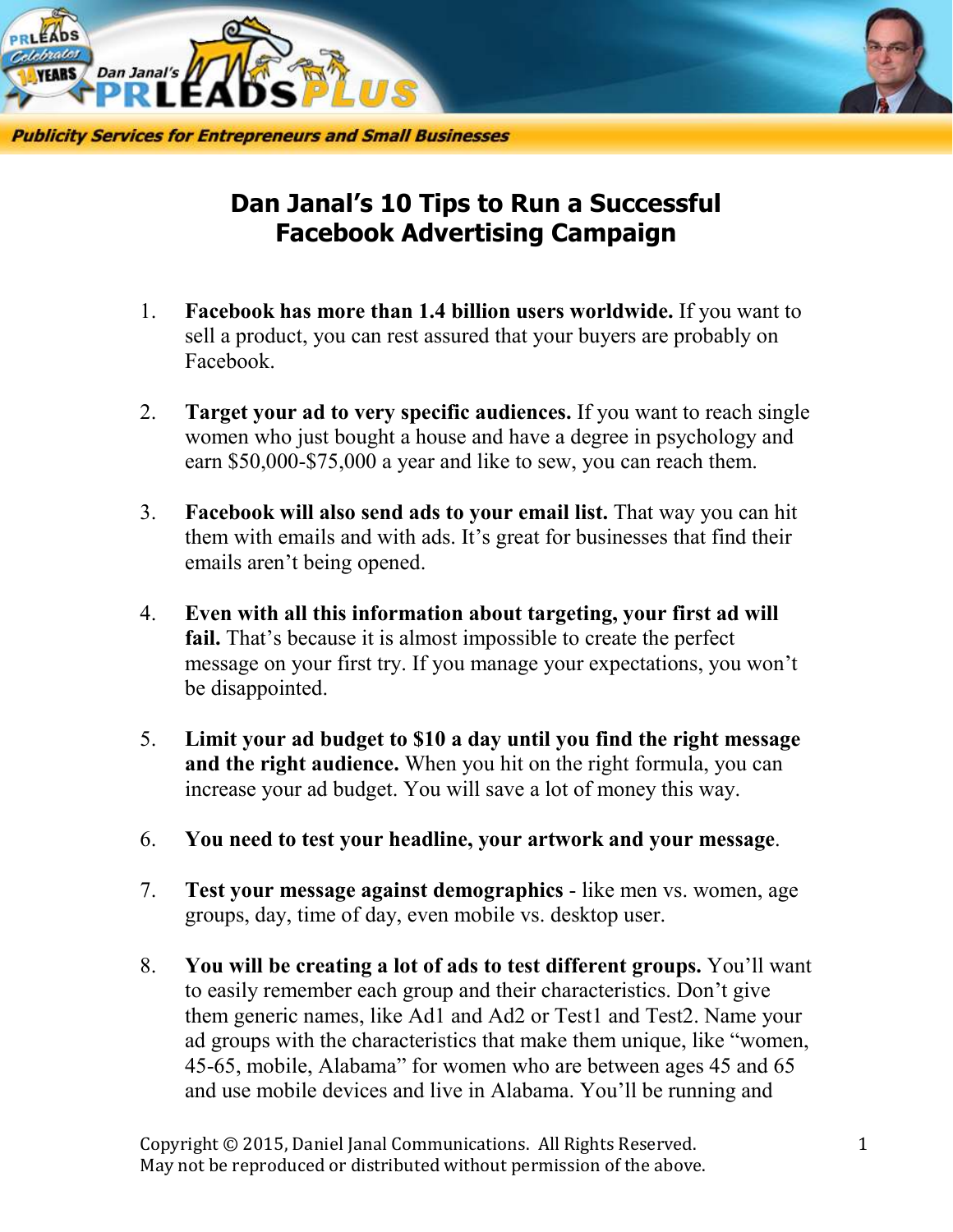# Dan Janal's 10 Tips to Run a Successful Facebook Advertising Campaign

1. **Facebook has more than 1.4 billion users worldwide.** If you want to sell a product, you can rest assured that your buyers are probably on Facebook.

2. **Target your ad to very specific audiences.** If you want to reach single women who just bought a house and have a degree in psychology and earn $50,000-$75,000 a year and like to sew, you can reach them.

3. **Facebook will also send ads to your email list.** That way you can hit them with emails and with ads. It's great for businesses that find their emails aren't being opened.

4. **Even with all this information about targeting, your first ad will fail.** That's because it is almost impossible to create the perfect message on your first try. If you manage your expectations, you won't be disappointed.

5. **Limit your ad budget to $10 a day until you find the right message and the right audience.** When you hit on the right formula, you can increase your ad budget. You will save a lot of money this way.

6. **You need to test your headline, your artwork and your message**.

7. **Test your message against demographics** - like men vs. women, age groups, day, time of day, even mobile vs. desktop user.

8. **You will be creating a lot of ads to test different groups.** You'll want to easily remember each group and their characteristics. Don't give them generic names, like Ad1 and Ad2 or Test1 and Test2. Name your ad groups with the characteristics that make them unique, like "women, 45-65, mobile, Alabama" for women who are between ages 45 and 65 and use mobile devices and live in Alabama. You'll be running and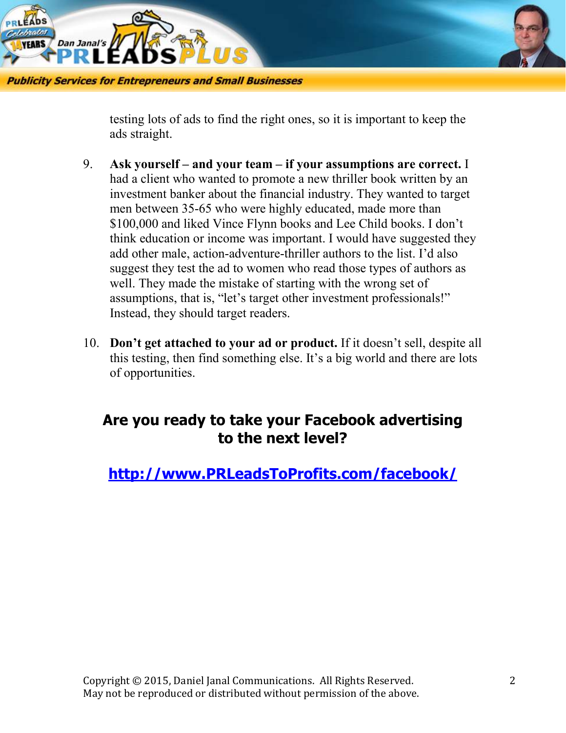testing lots of ads to find the right ones, so it is important to keep the ads straight.

9. **Ask yourself – and your team – if your assumptions are correct.** I had a client who wanted to promote a new thriller book written by an investment banker about the financial industry. They wanted to target men between 35-65 who were highly educated, made more than $100,000 and liked Vince Flynn books and Lee Child books. I don't think education or income was important. I would have suggested they add other male, action-adventure-thriller authors to the list. I'd also suggest they test the ad to women who read those types of authors as well. They made the mistake of starting with the wrong set of assumptions, that is, "let's target other investment professionals!" Instead, they should target readers.

10. **Don't get attached to your ad or product.** If it doesn't sell, despite all this testing, then find something else. It's a big world and there are lots of opportunities.

## Are you ready to take your Facebook advertising to the next level?

**[http://www.PRLeadsToProfits.com/facebook/](http://www.PRLeadsToProfits.com/facebook/)**

Copyright © 2015, Daniel Janal Communications. All Rights Reserved.
May not be reproduced or distributed without permission of the above.